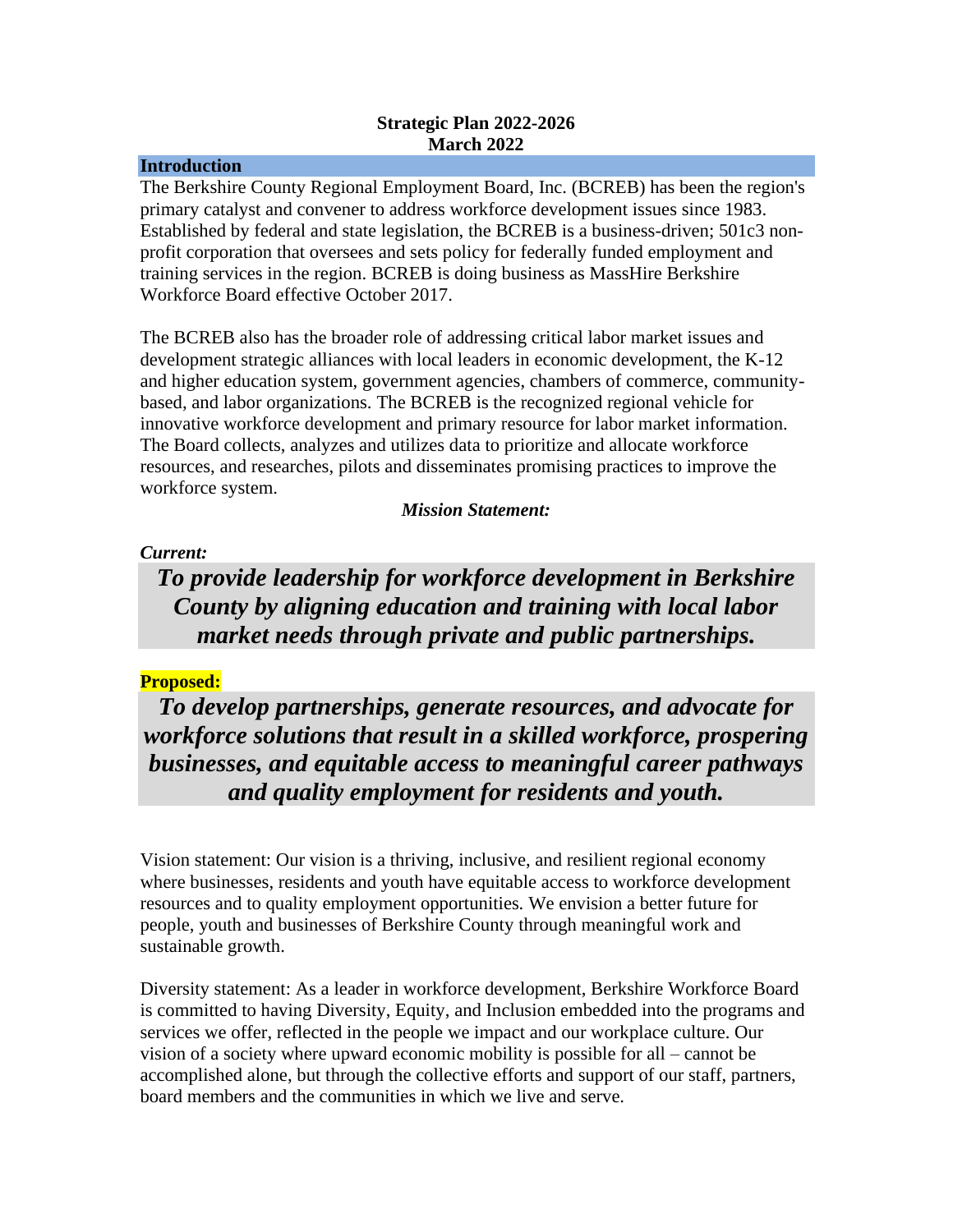**Strategic Plan 2022-2026**
**March 2022**

## Introduction

The Berkshire County Regional Employment Board, Inc. (BCREB) has been the region's primary catalyst and convener to address workforce development issues since 1983. Established by federal and state legislation, the BCREB is a business-driven; 501c3 non-profit corporation that oversees and sets policy for federally funded employment and training services in the region. BCREB is doing business as MassHire Berkshire Workforce Board effective October 2017.

The BCREB also has the broader role of addressing critical labor market issues and development strategic alliances with local leaders in economic development, the K-12 and higher education system, government agencies, chambers of commerce, community-based, and labor organizations. The BCREB is the recognized regional vehicle for innovative workforce development and primary resource for labor market information. The Board collects, analyzes and utilizes data to prioritize and allocate workforce resources, and researches, pilots and disseminates promising practices to improve the workforce system.

***Mission Statement:***

***Current:***

***To provide leadership for workforce development in Berkshire County by aligning education and training with local labor market needs through private and public partnerships.***

**Proposed:**

***To develop partnerships, generate resources, and advocate for workforce solutions that result in a skilled workforce, prospering businesses, and equitable access to meaningful career pathways and quality employment for residents and youth.***

Vision statement: Our vision is a thriving, inclusive, and resilient regional economy where businesses, residents and youth have equitable access to workforce development resources and to quality employment opportunities. We envision a better future for people, youth and businesses of Berkshire County through meaningful work and sustainable growth.

Diversity statement: As a leader in workforce development, Berkshire Workforce Board is committed to having Diversity, Equity, and Inclusion embedded into the programs and services we offer, reflected in the people we impact and our workplace culture. Our vision of a society where upward economic mobility is possible for all – cannot be accomplished alone, but through the collective efforts and support of our staff, partners, board members and the communities in which we live and serve.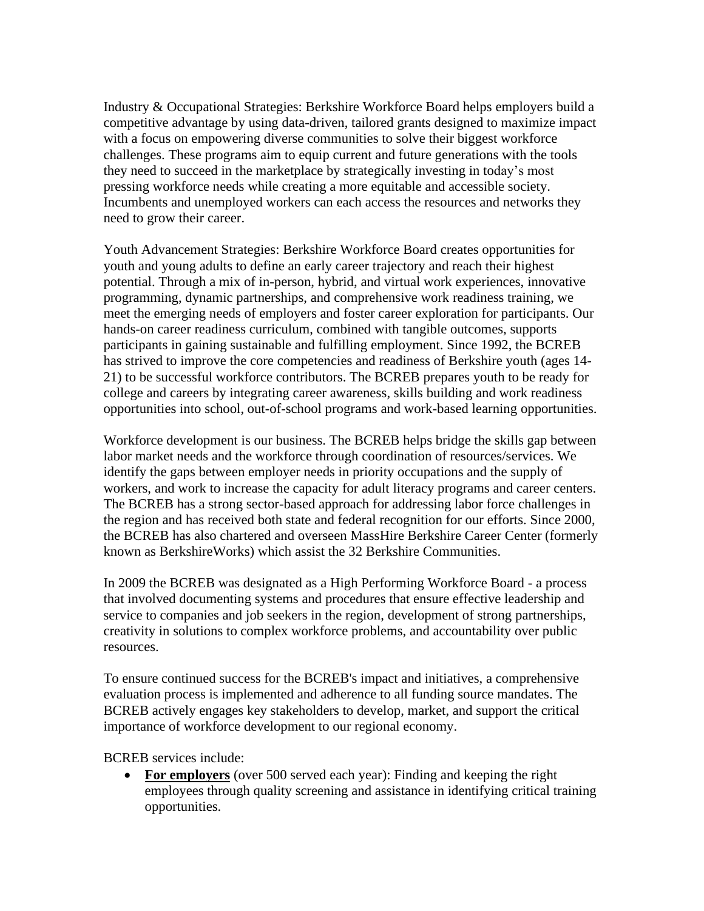Industry & Occupational Strategies: Berkshire Workforce Board helps employers build a competitive advantage by using data-driven, tailored grants designed to maximize impact with a focus on empowering diverse communities to solve their biggest workforce challenges. These programs aim to equip current and future generations with the tools they need to succeed in the marketplace by strategically investing in today's most pressing workforce needs while creating a more equitable and accessible society. Incumbents and unemployed workers can each access the resources and networks they need to grow their career.

Youth Advancement Strategies: Berkshire Workforce Board creates opportunities for youth and young adults to define an early career trajectory and reach their highest potential. Through a mix of in-person, hybrid, and virtual work experiences, innovative programming, dynamic partnerships, and comprehensive work readiness training, we meet the emerging needs of employers and foster career exploration for participants. Our hands-on career readiness curriculum, combined with tangible outcomes, supports participants in gaining sustainable and fulfilling employment. Since 1992, the BCREB has strived to improve the core competencies and readiness of Berkshire youth (ages 14-21) to be successful workforce contributors. The BCREB prepares youth to be ready for college and careers by integrating career awareness, skills building and work readiness opportunities into school, out-of-school programs and work-based learning opportunities.

Workforce development is our business. The BCREB helps bridge the skills gap between labor market needs and the workforce through coordination of resources/services. We identify the gaps between employer needs in priority occupations and the supply of workers, and work to increase the capacity for adult literacy programs and career centers. The BCREB has a strong sector-based approach for addressing labor force challenges in the region and has received both state and federal recognition for our efforts. Since 2000, the BCREB has also chartered and overseen MassHire Berkshire Career Center (formerly known as BerkshireWorks) which assist the 32 Berkshire Communities.

In 2009 the BCREB was designated as a High Performing Workforce Board - a process that involved documenting systems and procedures that ensure effective leadership and service to companies and job seekers in the region, development of strong partnerships, creativity in solutions to complex workforce problems, and accountability over public resources.

To ensure continued success for the BCREB's impact and initiatives, a comprehensive evaluation process is implemented and adherence to all funding source mandates. The BCREB actively engages key stakeholders to develop, market, and support the critical importance of workforce development to our regional economy.

BCREB services include:

- **<u>For employers</u>** (over 500 served each year): Finding and keeping the right employees through quality screening and assistance in identifying critical training opportunities.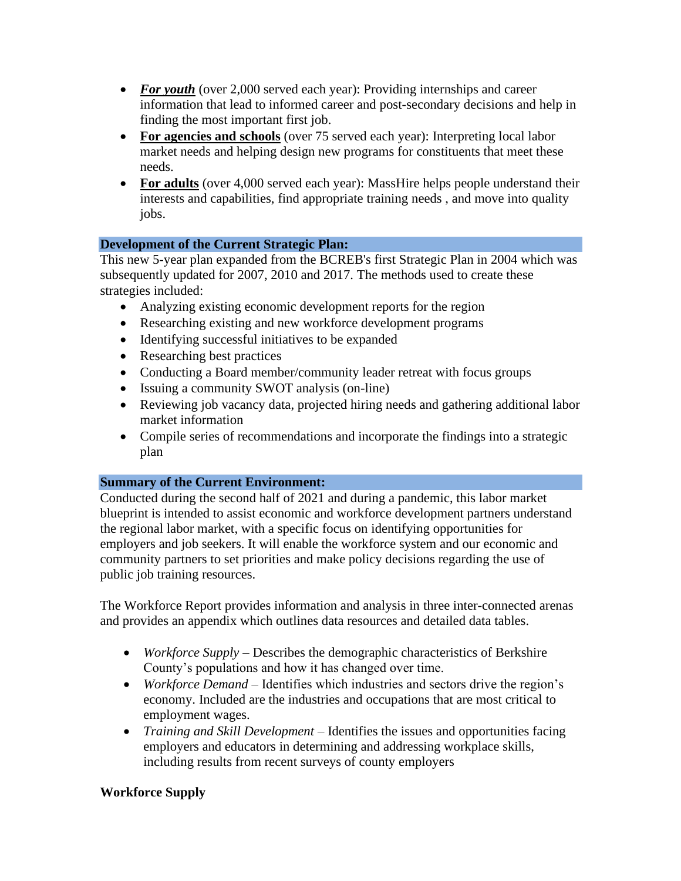- ***For youth*** (over 2,000 served each year): Providing internships and career information that lead to informed career and post-secondary decisions and help in finding the most important first job.
- **For agencies and schools** (over 75 served each year): Interpreting local labor market needs and helping design new programs for constituents that meet these needs.
- **For adults** (over 4,000 served each year): MassHire helps people understand their interests and capabilities, find appropriate training needs , and move into quality jobs.

## Development of the Current Strategic Plan:

This new 5-year plan expanded from the BCREB's first Strategic Plan in 2004 which was subsequently updated for 2007, 2010 and 2017. The methods used to create these strategies included:

- Analyzing existing economic development reports for the region
- Researching existing and new workforce development programs
- Identifying successful initiatives to be expanded
- Researching best practices
- Conducting a Board member/community leader retreat with focus groups
- Issuing a community SWOT analysis (on-line)
- Reviewing job vacancy data, projected hiring needs and gathering additional labor market information
- Compile series of recommendations and incorporate the findings into a strategic plan

## Summary of the Current Environment:

Conducted during the second half of 2021 and during a pandemic, this labor market blueprint is intended to assist economic and workforce development partners understand the regional labor market, with a specific focus on identifying opportunities for employers and job seekers. It will enable the workforce system and our economic and community partners to set priorities and make policy decisions regarding the use of public job training resources.

The Workforce Report provides information and analysis in three inter-connected arenas and provides an appendix which outlines data resources and detailed data tables.

- *Workforce Supply* – Describes the demographic characteristics of Berkshire County's populations and how it has changed over time.
- *Workforce Demand* – Identifies which industries and sectors drive the region's economy. Included are the industries and occupations that are most critical to employment wages.
- *Training and Skill Development* – Identifies the issues and opportunities facing employers and educators in determining and addressing workplace skills, including results from recent surveys of county employers

## Workforce Supply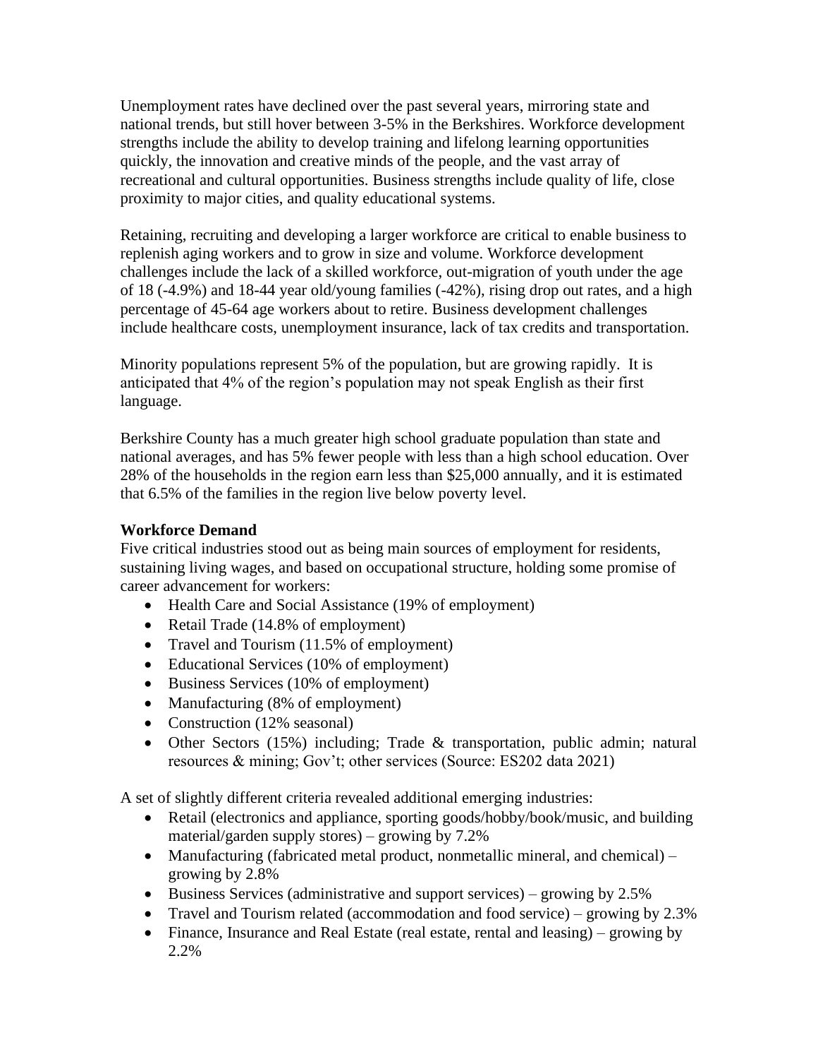Unemployment rates have declined over the past several years, mirroring state and national trends, but still hover between 3-5% in the Berkshires. Workforce development strengths include the ability to develop training and lifelong learning opportunities quickly, the innovation and creative minds of the people, and the vast array of recreational and cultural opportunities. Business strengths include quality of life, close proximity to major cities, and quality educational systems.

Retaining, recruiting and developing a larger workforce are critical to enable business to replenish aging workers and to grow in size and volume. Workforce development challenges include the lack of a skilled workforce, out-migration of youth under the age of 18 (-4.9%) and 18-44 year old/young families (-42%), rising drop out rates, and a high percentage of 45-64 age workers about to retire. Business development challenges include healthcare costs, unemployment insurance, lack of tax credits and transportation.

Minority populations represent 5% of the population, but are growing rapidly. It is anticipated that 4% of the region's population may not speak English as their first language.

Berkshire County has a much greater high school graduate population than state and national averages, and has 5% fewer people with less than a high school education. Over 28% of the households in the region earn less than $25,000 annually, and it is estimated that 6.5% of the families in the region live below poverty level.

**Workforce Demand**

Five critical industries stood out as being main sources of employment for residents, sustaining living wages, and based on occupational structure, holding some promise of career advancement for workers:

- Health Care and Social Assistance (19% of employment)
- Retail Trade (14.8% of employment)
- Travel and Tourism (11.5% of employment)
- Educational Services (10% of employment)
- Business Services (10% of employment)
- Manufacturing (8% of employment)
- Construction (12% seasonal)
- Other Sectors (15%) including; Trade & transportation, public admin; natural resources & mining; Gov't; other services (Source: ES202 data 2021)

A set of slightly different criteria revealed additional emerging industries:

- Retail (electronics and appliance, sporting goods/hobby/book/music, and building material/garden supply stores) – growing by 7.2%
- Manufacturing (fabricated metal product, nonmetallic mineral, and chemical) – growing by 2.8%
- Business Services (administrative and support services) – growing by 2.5%
- Travel and Tourism related (accommodation and food service) – growing by 2.3%
- Finance, Insurance and Real Estate (real estate, rental and leasing) – growing by 2.2%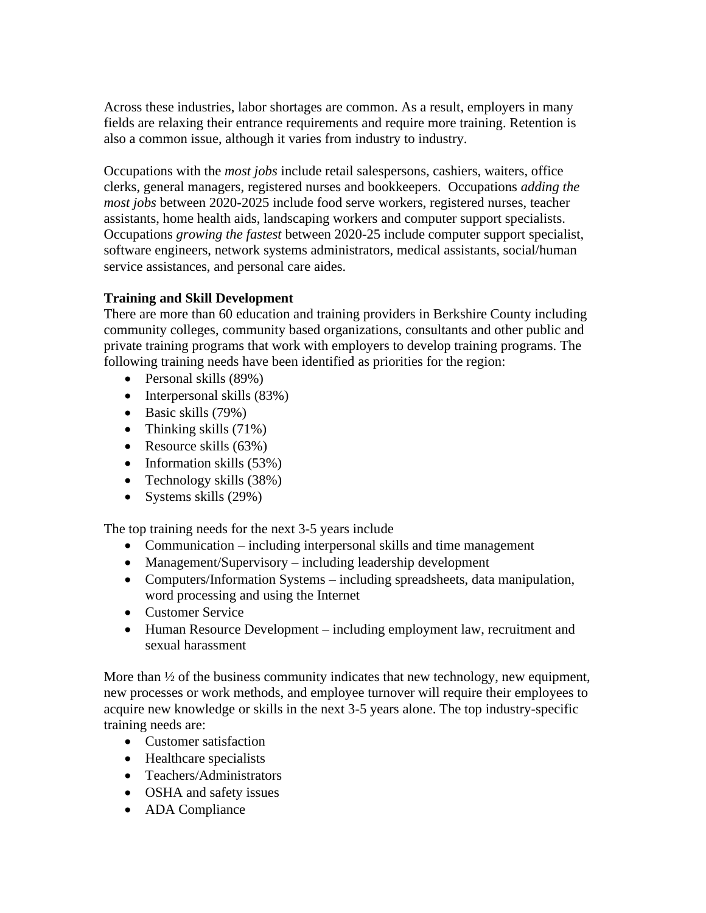Across these industries, labor shortages are common. As a result, employers in many fields are relaxing their entrance requirements and require more training. Retention is also a common issue, although it varies from industry to industry.

Occupations with the *most jobs* include retail salespersons, cashiers, waiters, office clerks, general managers, registered nurses and bookkeepers. Occupations *adding the most jobs* between 2020-2025 include food serve workers, registered nurses, teacher assistants, home health aids, landscaping workers and computer support specialists. Occupations *growing the fastest* between 2020-25 include computer support specialist, software engineers, network systems administrators, medical assistants, social/human service assistances, and personal care aides.

**Training and Skill Development**

There are more than 60 education and training providers in Berkshire County including community colleges, community based organizations, consultants and other public and private training programs that work with employers to develop training programs. The following training needs have been identified as priorities for the region:

- Personal skills (89%)
- Interpersonal skills (83%)
- Basic skills (79%)
- Thinking skills (71%)
- Resource skills (63%)
- Information skills (53%)
- Technology skills (38%)
- Systems skills (29%)

The top training needs for the next 3-5 years include

- Communication – including interpersonal skills and time management
- Management/Supervisory – including leadership development
- Computers/Information Systems – including spreadsheets, data manipulation, word processing and using the Internet
- Customer Service
- Human Resource Development – including employment law, recruitment and sexual harassment

More than ½ of the business community indicates that new technology, new equipment, new processes or work methods, and employee turnover will require their employees to acquire new knowledge or skills in the next 3-5 years alone. The top industry-specific training needs are:

- Customer satisfaction
- Healthcare specialists
- Teachers/Administrators
- OSHA and safety issues
- ADA Compliance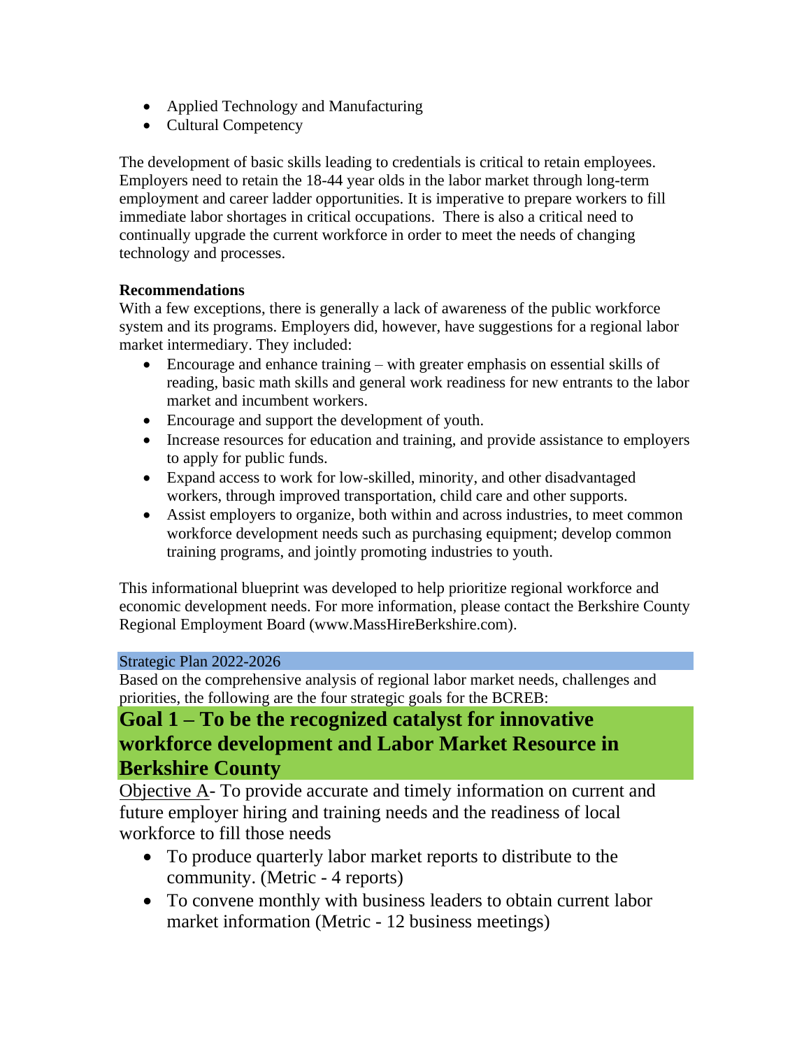- Applied Technology and Manufacturing
- Cultural Competency

The development of basic skills leading to credentials is critical to retain employees. Employers need to retain the 18-44 year olds in the labor market through long-term employment and career ladder opportunities. It is imperative to prepare workers to fill immediate labor shortages in critical occupations. There is also a critical need to continually upgrade the current workforce in order to meet the needs of changing technology and processes.

**Recommendations**

With a few exceptions, there is generally a lack of awareness of the public workforce system and its programs. Employers did, however, have suggestions for a regional labor market intermediary. They included:

- Encourage and enhance training – with greater emphasis on essential skills of reading, basic math skills and general work readiness for new entrants to the labor market and incumbent workers.
- Encourage and support the development of youth.
- Increase resources for education and training, and provide assistance to employers to apply for public funds.
- Expand access to work for low-skilled, minority, and other disadvantaged workers, through improved transportation, child care and other supports.
- Assist employers to organize, both within and across industries, to meet common workforce development needs such as purchasing equipment; develop common training programs, and jointly promoting industries to youth.

This informational blueprint was developed to help prioritize regional workforce and economic development needs. For more information, please contact the Berkshire County Regional Employment Board (www.MassHireBerkshire.com).

## Strategic Plan 2022-2026

Based on the comprehensive analysis of regional labor market needs, challenges and priorities, the following are the four strategic goals for the BCREB:

# Goal 1 – To be the recognized catalyst for innovative workforce development and Labor Market Resource in Berkshire County

Objective A- To provide accurate and timely information on current and future employer hiring and training needs and the readiness of local workforce to fill those needs

- To produce quarterly labor market reports to distribute to the community. (Metric - 4 reports)
- To convene monthly with business leaders to obtain current labor market information (Metric - 12 business meetings)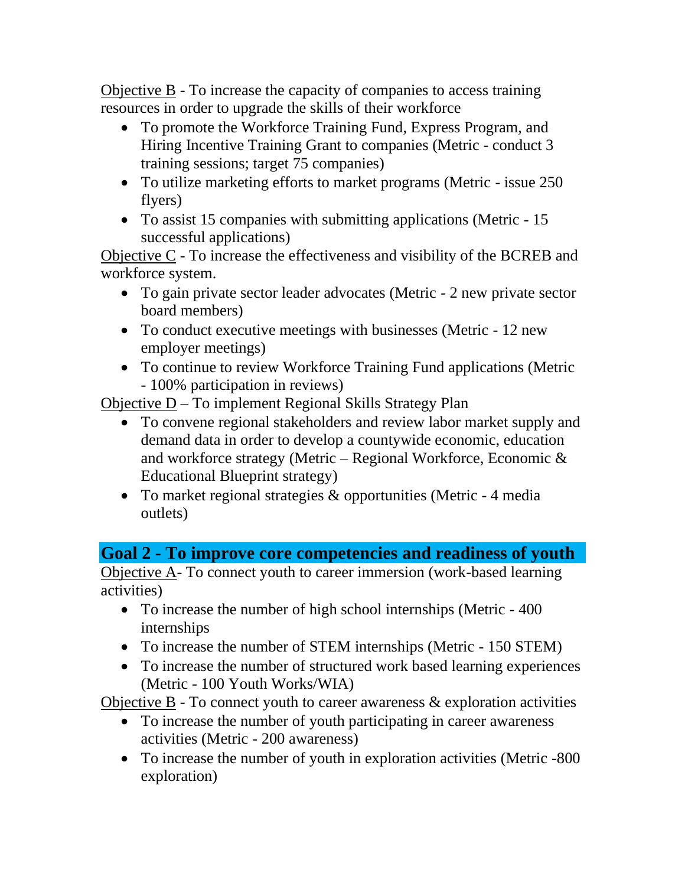<u>Objective B</u> - To increase the capacity of companies to access training resources in order to upgrade the skills of their workforce

- To promote the Workforce Training Fund, Express Program, and Hiring Incentive Training Grant to companies (Metric - conduct 3 training sessions; target 75 companies)
- To utilize marketing efforts to market programs (Metric - issue 250 flyers)
- To assist 15 companies with submitting applications (Metric - 15 successful applications)

<u>Objective C</u> - To increase the effectiveness and visibility of the BCREB and workforce system.

- To gain private sector leader advocates (Metric - 2 new private sector board members)
- To conduct executive meetings with businesses (Metric - 12 new employer meetings)
- To continue to review Workforce Training Fund applications (Metric - 100% participation in reviews)

<u>Objective D</u> – To implement Regional Skills Strategy Plan

- To convene regional stakeholders and review labor market supply and demand data in order to develop a countywide economic, education and workforce strategy (Metric – Regional Workforce, Economic & Educational Blueprint strategy)
- To market regional strategies & opportunities (Metric - 4 media outlets)

## Goal 2 - To improve core competencies and readiness of youth

<u>Objective A</u>- To connect youth to career immersion (work-based learning activities)

- To increase the number of high school internships (Metric - 400 internships
- To increase the number of STEM internships (Metric - 150 STEM)
- To increase the number of structured work based learning experiences (Metric - 100 Youth Works/WIA)

<u>Objective B</u> - To connect youth to career awareness & exploration activities

- To increase the number of youth participating in career awareness activities (Metric - 200 awareness)
- To increase the number of youth in exploration activities (Metric -800 exploration)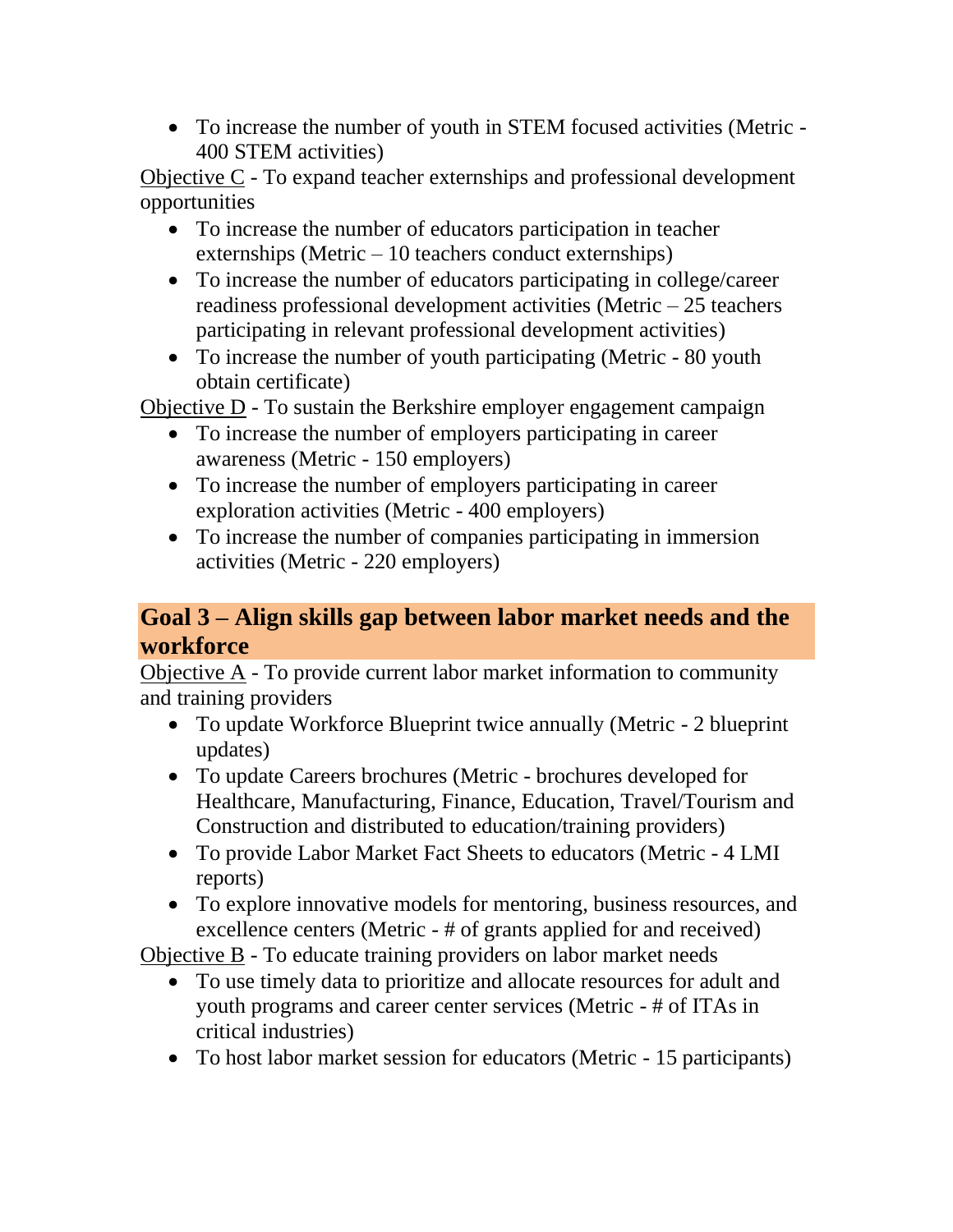- To increase the number of youth in STEM focused activities (Metric - 400 STEM activities)

Objective C - To expand teacher externships and professional development opportunities

- To increase the number of educators participation in teacher externships (Metric – 10 teachers conduct externships)
- To increase the number of educators participating in college/career readiness professional development activities (Metric – 25 teachers participating in relevant professional development activities)
- To increase the number of youth participating (Metric - 80 youth obtain certificate)

Objective D - To sustain the Berkshire employer engagement campaign

- To increase the number of employers participating in career awareness (Metric - 150 employers)
- To increase the number of employers participating in career exploration activities (Metric - 400 employers)
- To increase the number of companies participating in immersion activities (Metric - 220 employers)

## Goal 3 – Align skills gap between labor market needs and the workforce

Objective A - To provide current labor market information to community and training providers

- To update Workforce Blueprint twice annually (Metric - 2 blueprint updates)
- To update Careers brochures (Metric - brochures developed for Healthcare, Manufacturing, Finance, Education, Travel/Tourism and Construction and distributed to education/training providers)
- To provide Labor Market Fact Sheets to educators (Metric - 4 LMI reports)
- To explore innovative models for mentoring, business resources, and excellence centers (Metric - # of grants applied for and received)

Objective B - To educate training providers on labor market needs

- To use timely data to prioritize and allocate resources for adult and youth programs and career center services (Metric - # of ITAs in critical industries)
- To host labor market session for educators (Metric - 15 participants)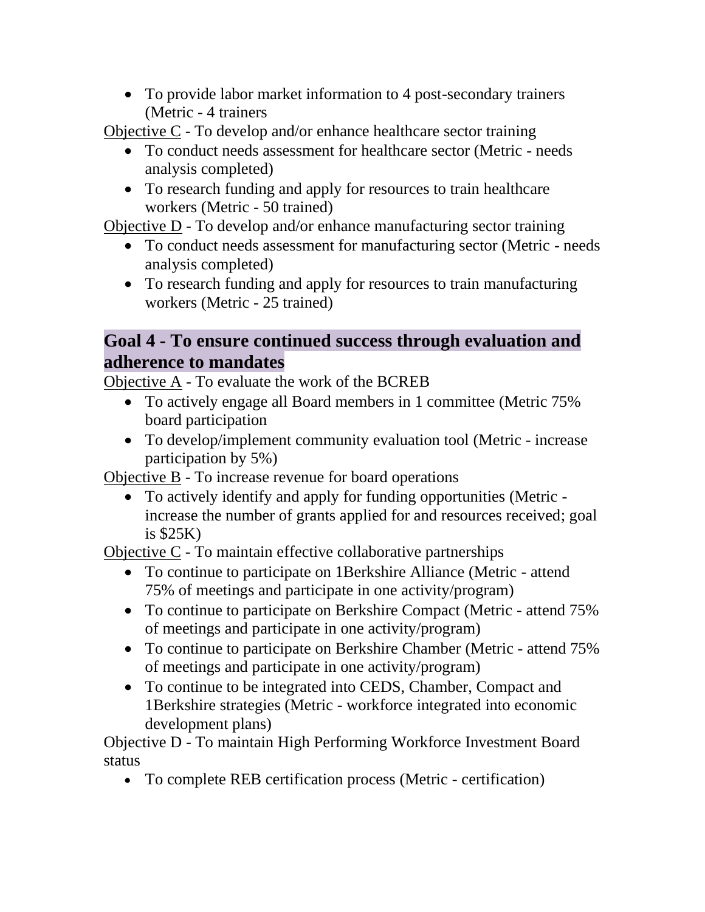- To provide labor market information to 4 post-secondary trainers (Metric - 4 trainers

Objective C - To develop and/or enhance healthcare sector training

- To conduct needs assessment for healthcare sector (Metric - needs analysis completed)
- To research funding and apply for resources to train healthcare workers (Metric - 50 trained)

Objective D - To develop and/or enhance manufacturing sector training

- To conduct needs assessment for manufacturing sector (Metric - needs analysis completed)
- To research funding and apply for resources to train manufacturing workers (Metric - 25 trained)

## Goal 4 - To ensure continued success through evaluation and adherence to mandates

Objective A - To evaluate the work of the BCREB

- To actively engage all Board members in 1 committee (Metric 75% board participation
- To develop/implement community evaluation tool (Metric - increase participation by 5%)

Objective B - To increase revenue for board operations

- To actively identify and apply for funding opportunities (Metric - increase the number of grants applied for and resources received; goal is $25K)

Objective C - To maintain effective collaborative partnerships

- To continue to participate on 1Berkshire Alliance (Metric - attend 75% of meetings and participate in one activity/program)
- To continue to participate on Berkshire Compact (Metric - attend 75% of meetings and participate in one activity/program)
- To continue to participate on Berkshire Chamber (Metric - attend 75% of meetings and participate in one activity/program)
- To continue to be integrated into CEDS, Chamber, Compact and 1Berkshire strategies (Metric - workforce integrated into economic development plans)

Objective D - To maintain High Performing Workforce Investment Board status

- To complete REB certification process (Metric - certification)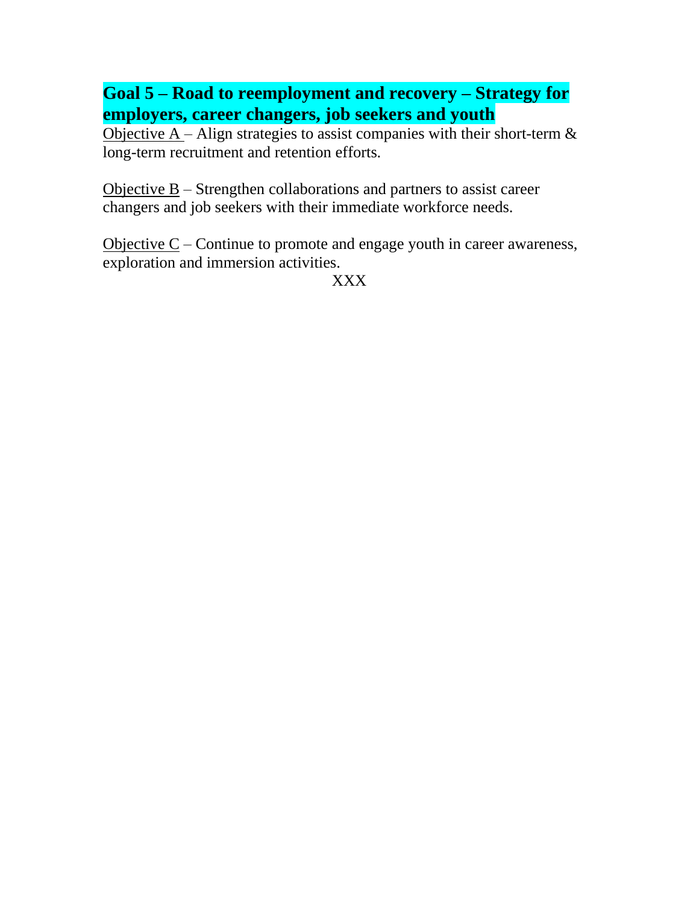## Goal 5 – Road to reemployment and recovery – Strategy for employers, career changers, job seekers and youth

Objective A – Align strategies to assist companies with their short-term & long-term recruitment and retention efforts.

Objective B – Strengthen collaborations and partners to assist career changers and job seekers with their immediate workforce needs.

Objective C – Continue to promote and engage youth in career awareness, exploration and immersion activities.

XXX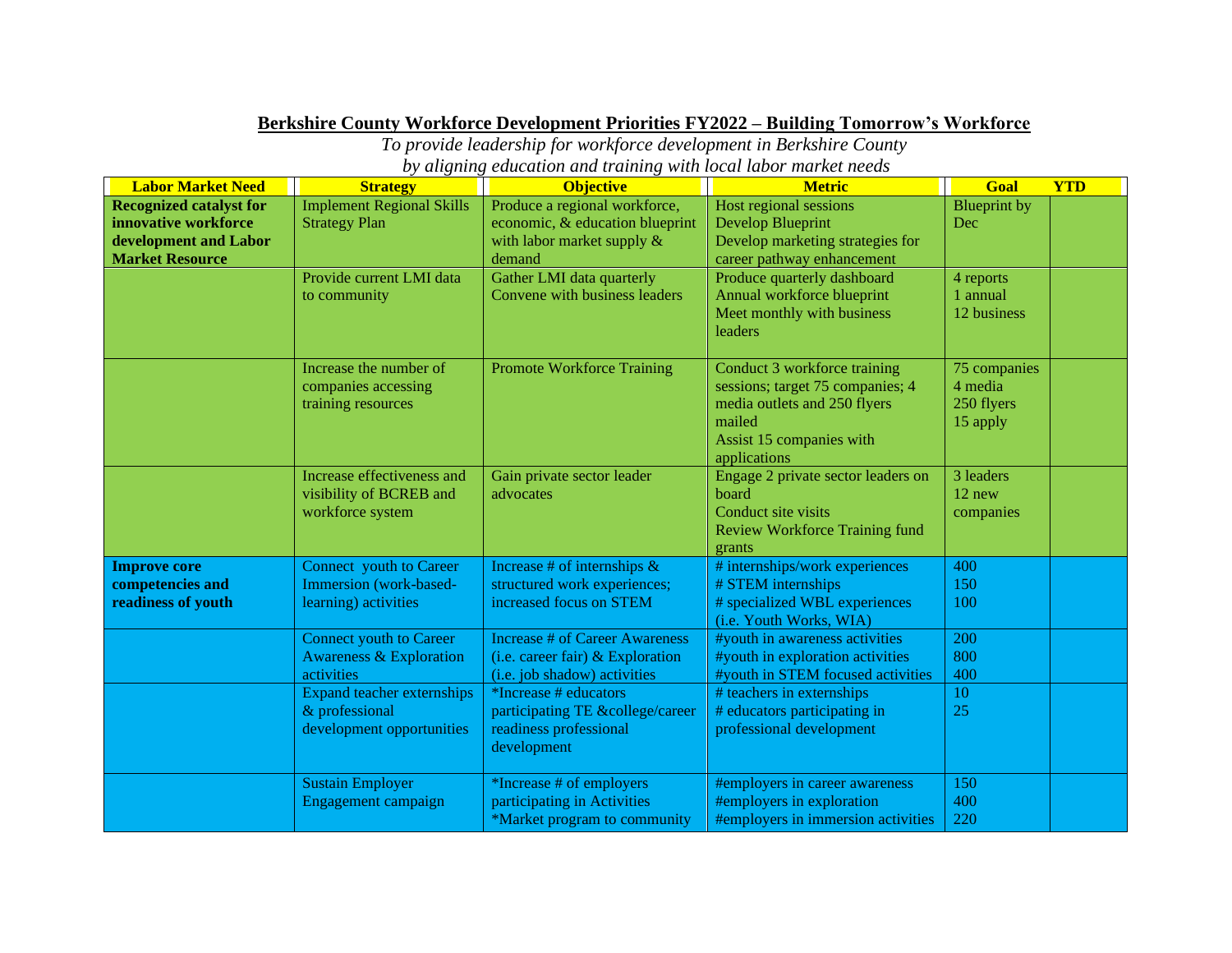## Berkshire County Workforce Development Priorities FY2022 – Building Tomorrow's Workforce

*To provide leadership for workforce development in Berkshire County by aligning education and training with local labor market needs*

| Labor Market Need | Strategy | Objective | Metric | Goal | YTD |
|---|---|---|---|---|---|
| **Recognized catalyst for innovative workforce development and Labor Market Resource** | Implement Regional Skills Strategy Plan | Produce a regional workforce, economic, & education blueprint with labor market supply & demand | Host regional sessions<br>Develop Blueprint<br>Develop marketing strategies for career pathway enhancement | Blueprint by Dec | |
| | Provide current LMI data to community | Gather LMI data quarterly<br>Convene with business leaders | Produce quarterly dashboard<br>Annual workforce blueprint<br>Meet monthly with business leaders | 4 reports<br>1 annual<br>12 business | |
| | Increase the number of companies accessing training resources | Promote Workforce Training | Conduct 3 workforce training sessions; target 75 companies; 4 media outlets and 250 flyers mailed<br>Assist 15 companies with applications | 75 companies<br>4 media<br>250 flyers<br>15 apply | |
| | Increase effectiveness and visibility of BCREB and workforce system | Gain private sector leader advocates | Engage 2 private sector leaders on board<br>Conduct site visits<br>Review Workforce Training fund grants | 3 leaders<br>12 new companies | |
| **Improve core competencies and readiness of youth** | Connect youth to Career Immersion (work-based-learning) activities | Increase # of internships & structured work experiences; increased focus on STEM | # internships/work experiences<br># STEM internships<br># specialized WBL experiences (i.e. Youth Works, WIA) | 400<br>150<br>100 | |
| | Connect youth to Career Awareness & Exploration activities | Increase # of Career Awareness (i.e. career fair) & Exploration (i.e. job shadow) activities | #youth in awareness activities<br>#youth in exploration activities<br>#youth in STEM focused activities | 200<br>800<br>400 | |
| | Expand teacher externships & professional development opportunities | *Increase # educators participating TE &college/career readiness professional development | # teachers in externships<br># educators participating in professional development | 10<br>25 | |
| | Sustain Employer Engagement campaign | *Increase # of employers participating in Activities<br>*Market program to community | #employers in career awareness<br>#employers in exploration<br>#employers in immersion activities | 150<br>400<br>220 | |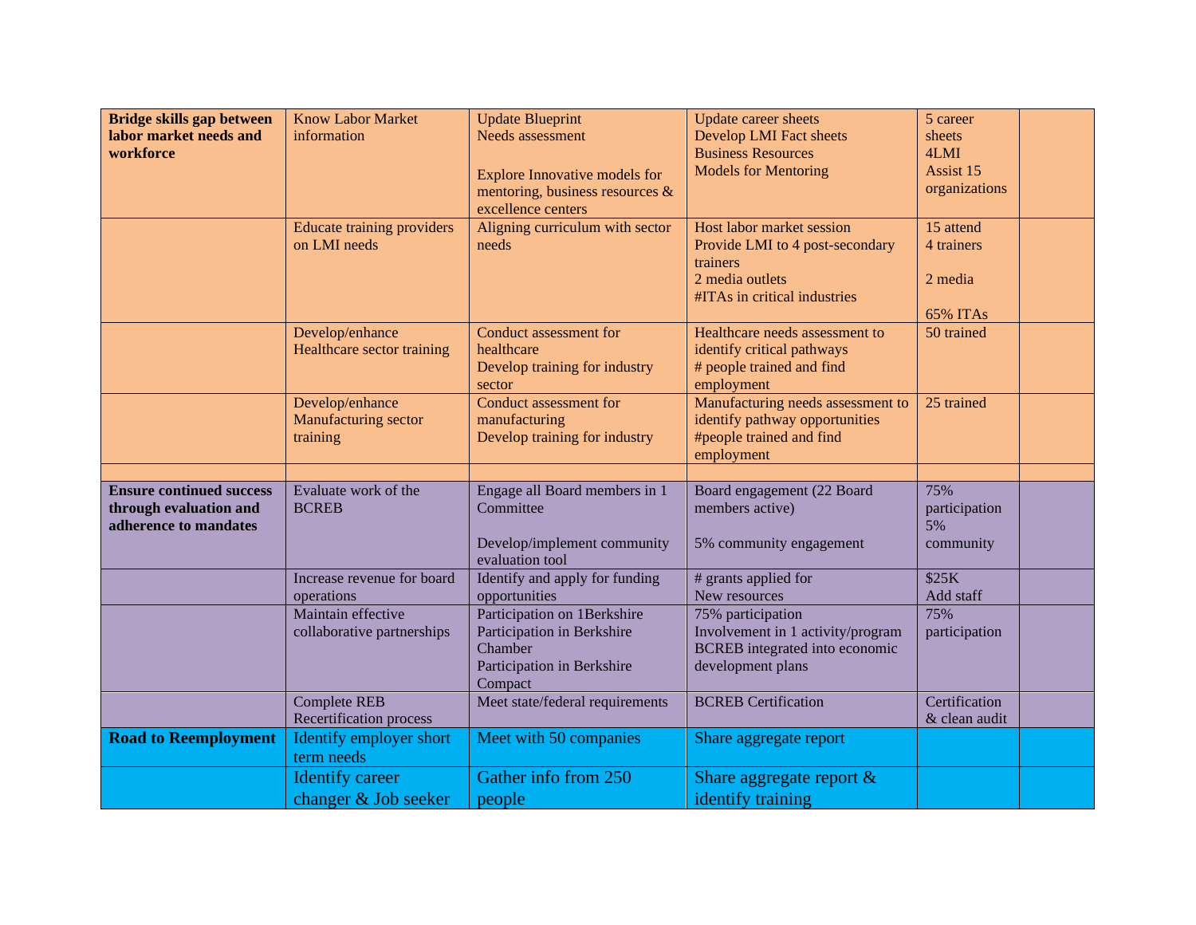| **Bridge skills gap between labor market needs and workforce** | Know Labor Market information | Update Blueprint<br>Needs assessment<br><br>Explore Innovative models for mentoring, business resources & excellence centers | Update career sheets<br>Develop LMI Fact sheets<br>Business Resources<br>Models for Mentoring | 5 career sheets<br>4LMI<br>Assist 15 organizations | |
|---|---|---|---|---|---|
| | Educate training providers on LMI needs | Aligning curriculum with sector needs | Host labor market session<br>Provide LMI to 4 post-secondary trainers<br>2 media outlets<br>#ITAs in critical industries | 15 attend<br>4 trainers<br><br>2 media<br><br>65% ITAs | |
| | Develop/enhance Healthcare sector training | Conduct assessment for healthcare<br>Develop training for industry sector | Healthcare needs assessment to identify critical pathways<br># people trained and find employment | 50 trained | |
| | Develop/enhance Manufacturing sector training | Conduct assessment for manufacturing<br>Develop training for industry | Manufacturing needs assessment to identify pathway opportunities<br>#people trained and find employment | 25 trained | |
| | | | | | |
| **Ensure continued success through evaluation and adherence to mandates** | Evaluate work of the BCREB | Engage all Board members in 1 Committee<br><br>Develop/implement community evaluation tool | Board engagement (22 Board members active)<br><br>5% community engagement | 75% participation<br>5% community | |
| | Increase revenue for board operations | Identify and apply for funding opportunities | # grants applied for<br>New resources | $25K<br>Add staff | |
| | Maintain effective collaborative partnerships | Participation on 1Berkshire<br>Participation in Berkshire Chamber<br>Participation in Berkshire Compact | 75% participation<br>Involvement in 1 activity/program<br>BCREB integrated into economic development plans | 75% participation | |
| | Complete REB Recertification process | Meet state/federal requirements | BCREB Certification | Certification & clean audit | |
| **Road to Reemployment** | Identify employer short term needs | Meet with 50 companies | Share aggregate report | | |
| | Identify career changer & Job seeker | Gather info from 250 people | Share aggregate report & identify training | | |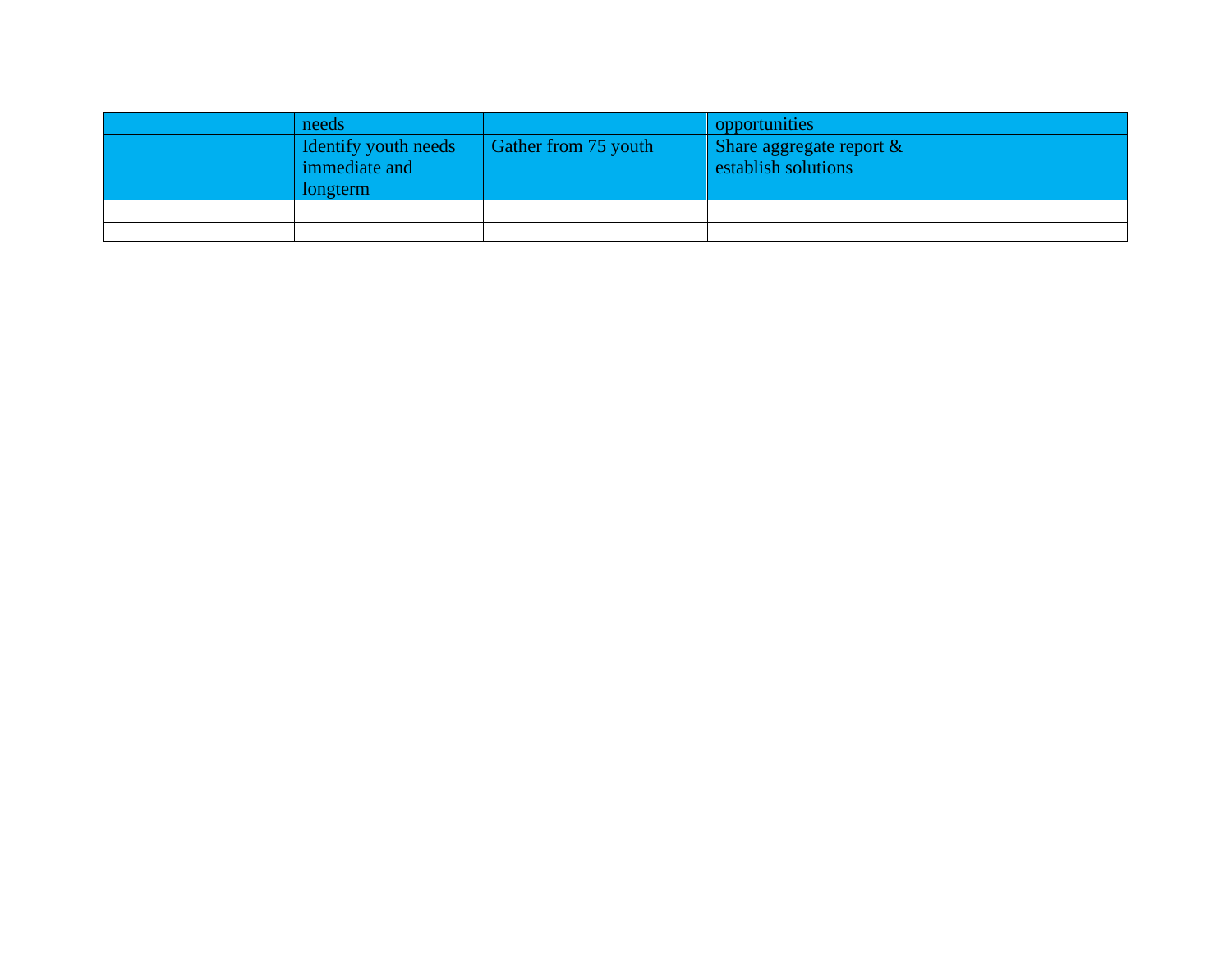| | | | | | |
|---|---|---|---|---|---|
| | needs | | opportunities | | |
| | Identify youth needs immediate and longterm | Gather from 75 youth | Share aggregate report & establish solutions | | |
| | | | | | |
| | | | | | |